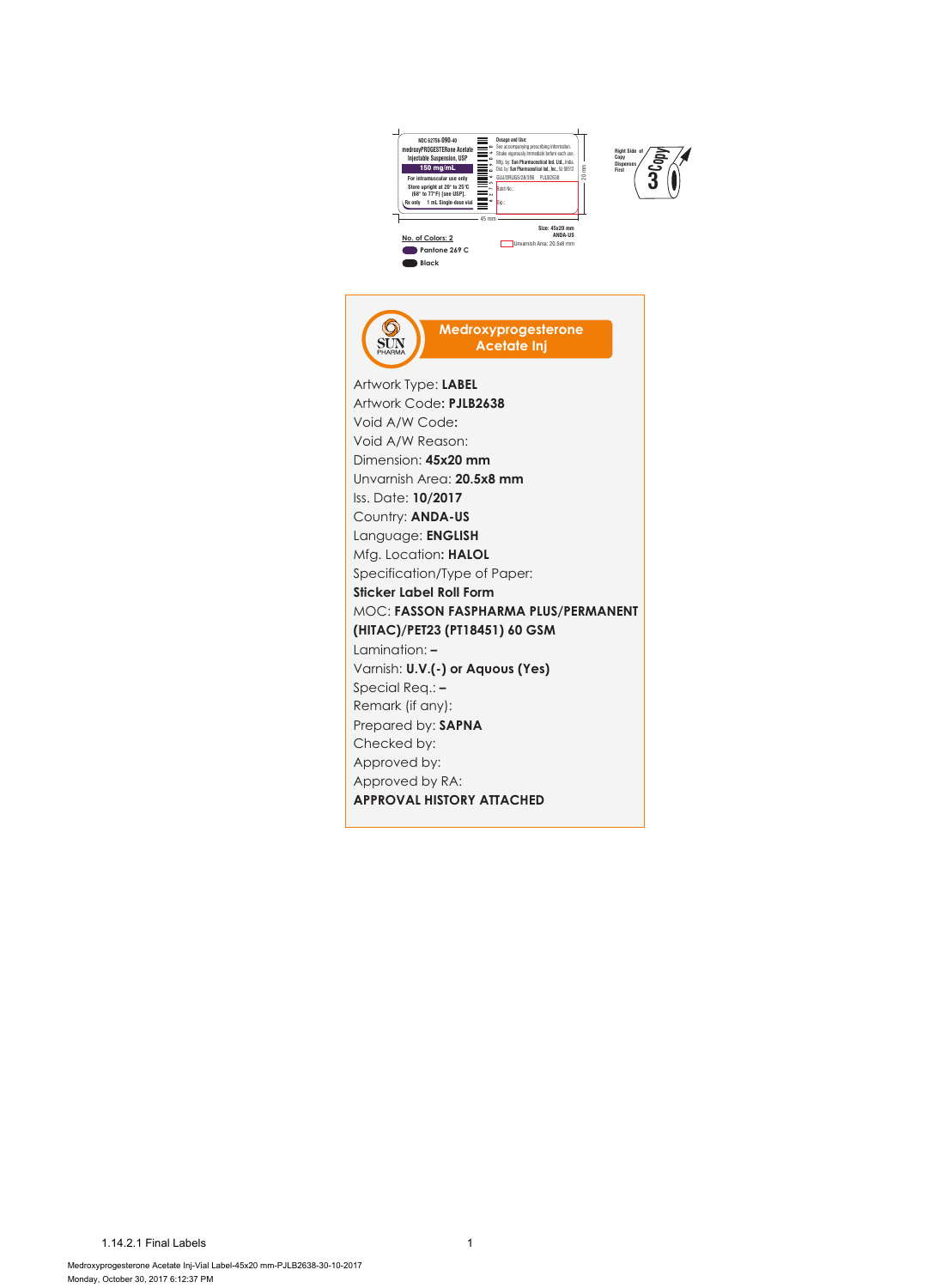NDC 62756-090-40
medroxyPROGESTERone Acetate Injectable Suspension, USP
**150 mg/mL**
For intramuscular use only
Store upright at 20° to 25°C (68° to 77°F) [see USP].
Rx only 1 mL Single-dose vial

Dosage and Use:
See accompanying prescribing information.
Shake vigorously immediate before each use.
Mfg. by: Sun Pharmaceutical Ind. Ltd., India.
Dist. by: Sun Pharmaceutical Ind., Inc., NJ 08512
GUJ/DRUGS/28/386 PJLB2638
Batch No.:
Exp.:

45 mm
20 mm

Size: 45x20 mm
ANDA-US
Unvarnish Area: 20.5x8 mm

Right Side of Copy Dispenses First
Copy 3

No. of Colors: 2
- Pantone 269 C
- Black

SUN PHARMA

**Medroxyprogesterone Acetate Inj**

Artwork Type: **LABEL**
Artwork Code**: PJLB2638**
Void A/W Code**:**
Void A/W Reason:
Dimension: **45x20 mm**
Unvarnish Area: **20.5x8 mm**
Iss. Date: **10/2017**
Country: **ANDA-US**
Language: **ENGLISH**
Mfg. Location**: HALOL**
Specification/Type of Paper:
**Sticker Label Roll Form**
MOC: **FASSON FASPHARMA PLUS/PERMANENT (HITAC)/PET23 (PT18451) 60 GSM**
Lamination: **–**
Varnish: **U.V.(-) or Aquous (Yes)**
Special Req.: **–**
Remark (if any):
Prepared by: **SAPNA**
Checked by:
Approved by:
Approved by RA:
**APPROVAL HISTORY ATTACHED**

1.14.2.1 Final Labels

Medroxyprogesterone Acetate Inj-Vial Label-45x20 mm-PJLB2638-30-10-2017
Monday, October 30, 2017 6:12:37 PM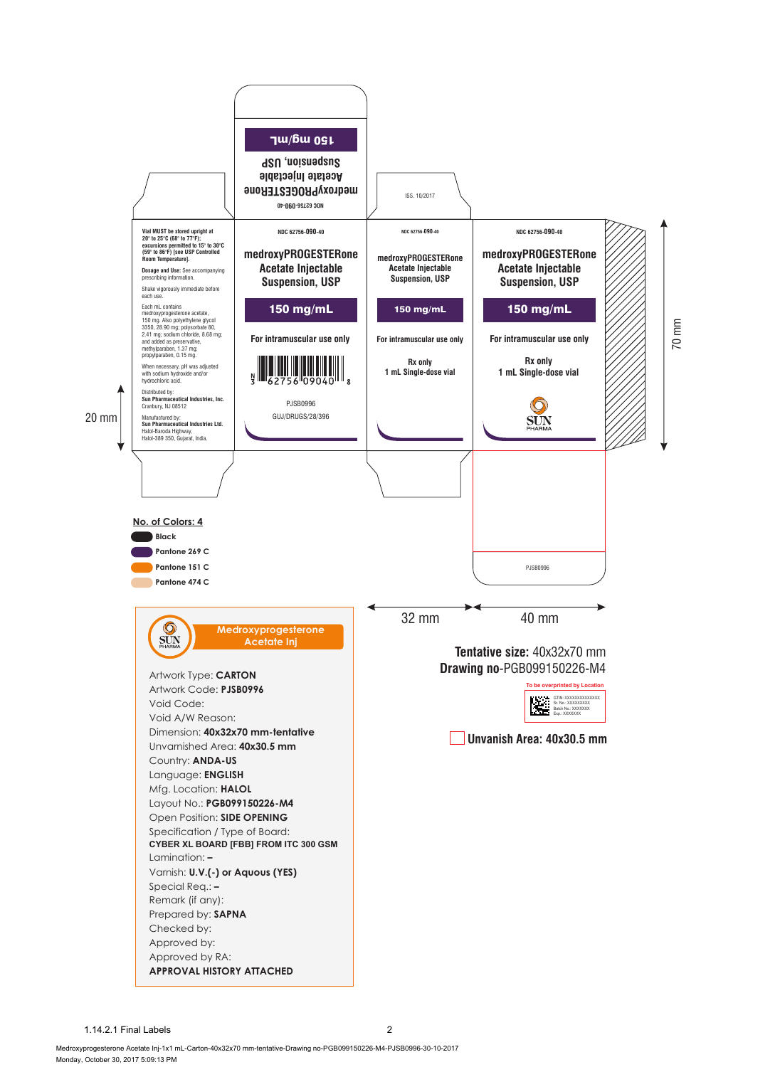NDC 62756-090-40

medroxyPROGESTERone Acetate Injectable Suspension, USP

150 mg/mL

ISS. 10/2017

Vial MUST be stored upright at 20° to 25°C (68° to 77°F); excursions permitted to 15° to 30°C (59° to 86°F) [see USP Controlled Room Temperature].

Dosage and Use: See accompanying prescribing information.

Shake vigorously immediate before each use.

Each mL contains medroxyprogesterone acetate, 150 mg. Also polyethylene glycol 3350, 28.90 mg; polysorbate 80, 2.41 mg; sodium chloride, 8.68 mg; and added as preservative, methylparaben, 1.37 mg; propylparaben, 0.15 mg.

When necessary, pH was adjusted with sodium hydroxide and/or hydrochloric acid.

Distributed by:
Sun Pharmaceutical Industries, Inc.
Cranbury, NJ 08512

Manufactured by:
Sun Pharmaceutical Industries Ltd.
Halol-Baroda Highway,
Halol-389 350, Gujarat, India.

NDC 62756-090-40

**medroxyPROGESTERone Acetate Injectable Suspension, USP**

**150 mg/mL**

For intramuscular use only

N 3 62756 09040 8

PJSB0996

GUJ/DRUGS/28/396

NDC 62756-090-40

**medroxyPROGESTERone Acetate Injectable Suspension, USP**

**150 mg/mL**

For intramuscular use only

Rx only

1 mL Single-dose vial

NDC 62756-090-40

**medroxyPROGESTERone Acetate Injectable Suspension, USP**

**150 mg/mL**

For intramuscular use only

Rx only

1 mL Single-dose vial

SUN PHARMA

PJSB0996

20 mm

70 mm

32 mm

40 mm

**No. of Colors: 4**

- Black
- Pantone 269 C
- Pantone 151 C
- Pantone 474 C

**Tentative size:** 40x32x70 mm
**Drawing no**-PGB099150226-M4

To be overprinted by Location

GTIN: XXXXXXXXXXXXXX
Sr. No.: XXXXXXXXX
Batch No.: XXXXXX
Exp.: XXXXXX

**Unvanish Area: 40x30.5 mm**

SUN PHARMA

**Medroxyprogesterone Acetate Inj**

Artwork Type: **CARTON**
Artwork Code: **PJSB0996**
Void Code:
Void A/W Reason:
Dimension: **40x32x70 mm-tentative**
Unvarnished Area: **40x30.5 mm**
Country: **ANDA-US**
Language: **ENGLISH**
Mfg. Location: **HALOL**
Layout No.: **PGB099150226-M4**
Open Position: **SIDE OPENING**
Specification / Type of Board:
**CYBER XL BOARD [FBB] FROM ITC 300 GSM**
Lamination: **–**
Varnish: **U.V.(-) or Aquous (YES)**
Special Req.: **–**
Remark (if any):
Prepared by: **SAPNA**
Checked by:
Approved by:
Approved by RA:
**APPROVAL HISTORY ATTACHED**

1.14.2.1 Final Labels

Medroxyprogesterone Acetate Inj-1x1 mL-Carton-40x32x70 mm-tentative-Drawing no-PGB099150226-M4-PJSB0996-30-10-2017
Monday, October 30, 2017 5:09:13 PM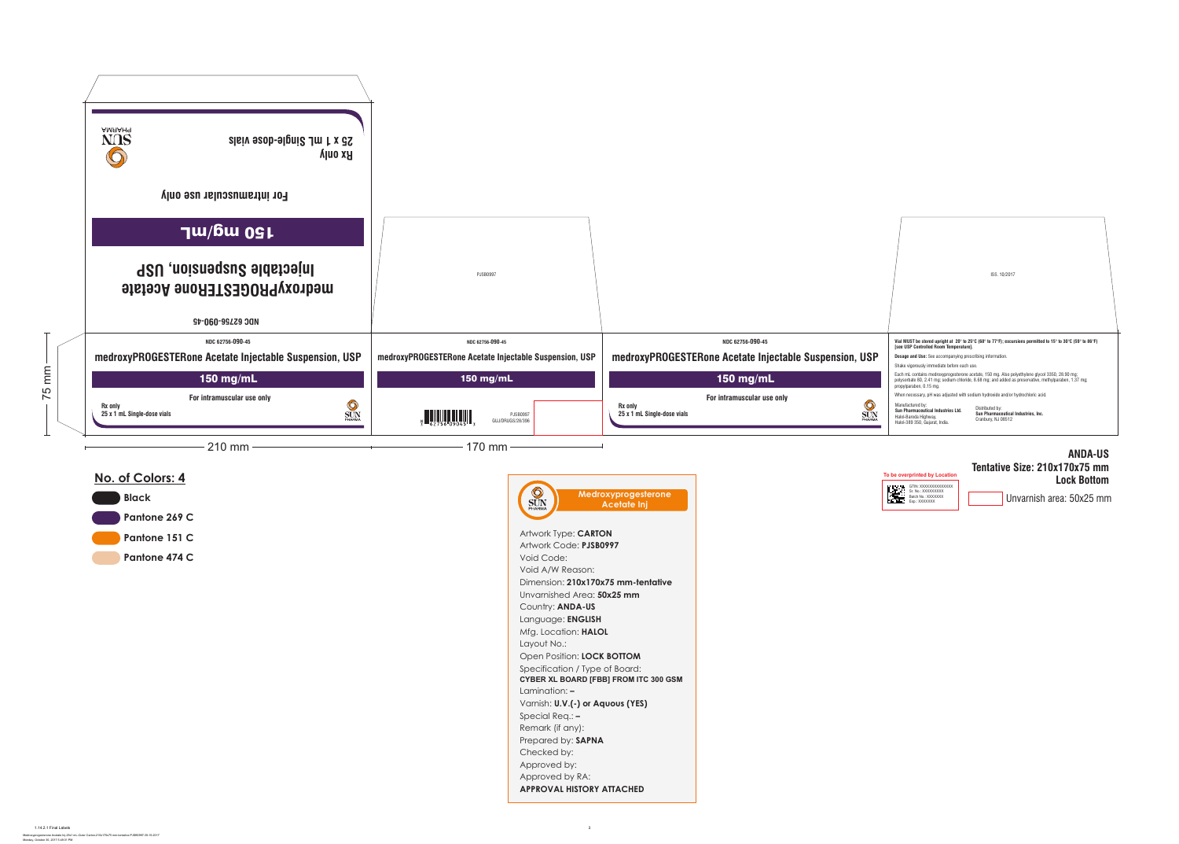NDC 62756-090-45

medroxyPROGESTERone Acetate Injectable Suspension, USP

150 mg/mL

For intramuscular use only

Rx only

25 x 1 mL Single-dose vials

SUN PHARMA

PJSB0997

NDC 62756-090-45

medroxyPROGESTERone Acetate Injectable Suspension, USP

150 mg/mL

PJSB0997
GUJ/DRUGS/28/596

NDC 62756-090-45

medroxyPROGESTERone Acetate Injectable Suspension, USP

150 mg/mL

For intramuscular use only

Rx only
25 x 1 mL Single-dose vials

SUN PHARMA

ISS. 10/2017

**Vial MUST be stored upright at 20° to 25°C (68° to 77°F); excursions permitted to 15° to 30°C (59° to 86°F) [see USP Controlled Room Temperature].**

**Dosage and Use:** See accompanying prescribing information.

Shake vigorously immediate before each use.

Each mL contains medroxyprogesterone acetate, 150 mg. Also polyethylene glycol 3350, 28.80 mg; polysorbate 80, 2.41 mg; sodium chloride, 8.68 mg; and added as preservative, methylparaben, 1.37 mg; propylparaben, 0.15 mg.

When necessary, pH was adjusted with sodium hydroxide and/or hydrochloric acid.

Manufactured by:
**Sun Pharmaceutical Industries Ltd.**
Halol-Baroda Highway,
Halol-389 350, Gujarat, India.

Distributed by:
**Sun Pharmaceutical Industries, Inc.**
Cranbury, NJ 08512

75 mm

210 mm

170 mm

**To be overprinted by Location**

GTIN: XXXXXXXXXXXXXX
Sr. No.: XXXXXXXXXX
Batch No.: XXXXXXX
Exp.: XXXXXXX

**ANDA-US**
**Tentative Size: 210x170x75 mm**
**Lock Bottom**

Unvarnish area: 50x25 mm

## No. of Colors: 4

- Black
- Pantone 269 C
- Pantone 151 C
- Pantone 474 C

SUN PHARMA — **Medroxyprogesterone Acetate Inj**

Artwork Type: **CARTON**
Artwork Code: **PJSB0997**
Void Code:
Void A/W Reason:
Dimension: **210x170x75 mm-tentative**
Unvarnished Area: **50x25 mm**
Country: **ANDA-US**
Language: **ENGLISH**
Mfg. Location: **HALOL**
Layout No.:
Open Position: **LOCK BOTTOM**
Specification / Type of Board:
**CYBER XL BOARD [FBB] FROM ITC 300 GSM**
Lamination: **–**
Varnish: **U.V.(-) or Aquous (YES)**
Special Req.: **–**
Remark (if any):
Prepared by: **SAPNA**
Checked by:
Approved by:
Approved by RA:
**APPROVAL HISTORY ATTACHED**

1.14.2.1 Final Labels